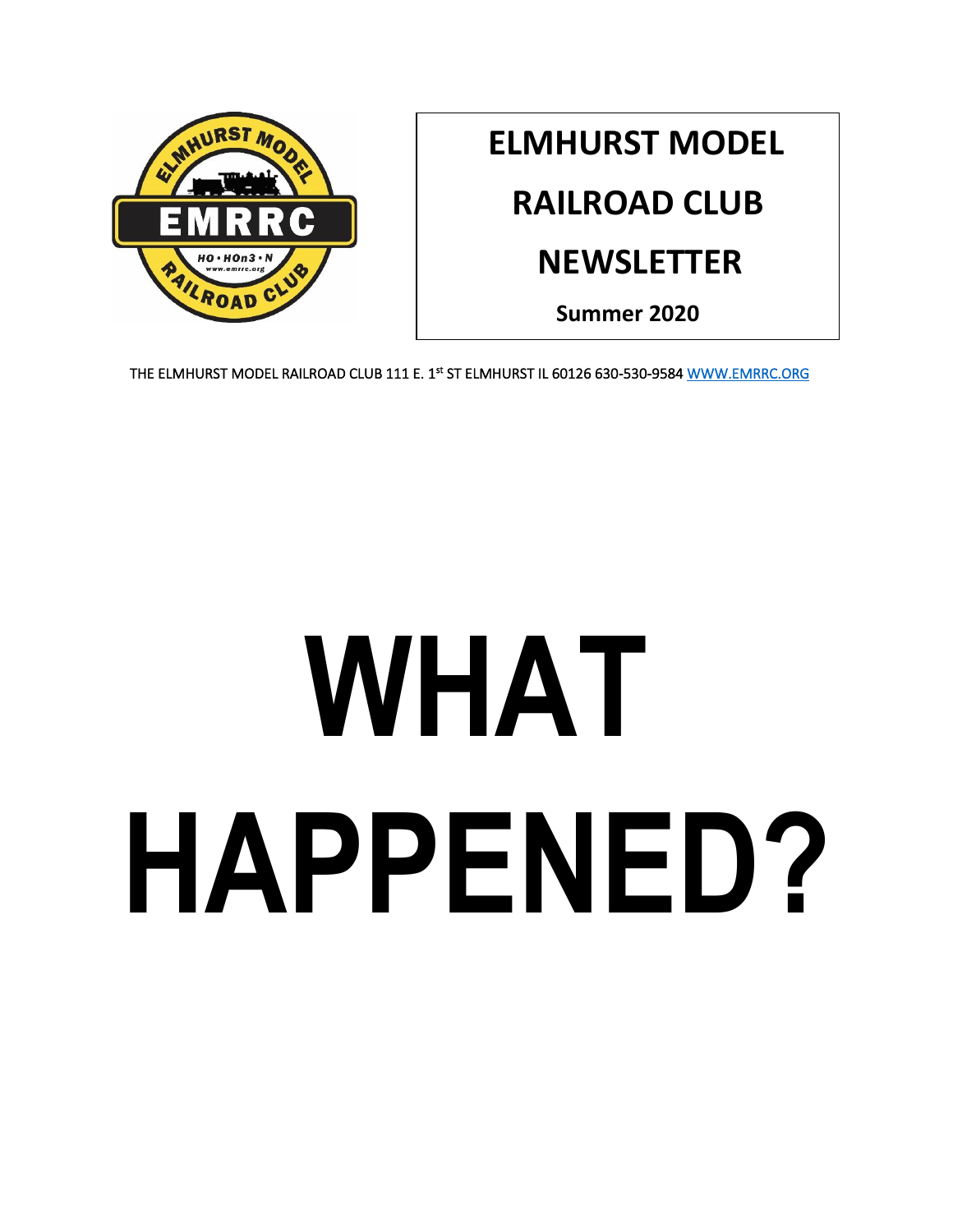# ELMHURST MODEL RAILROAD CLUB NEWSLETTER

**Summer 2020**

THE ELMHURST MODEL RAILROAD CLUB 111 E. 1st ST ELMHURST IL 60126 630-530-9584 [WWW.EMRRC.ORG](http://WWW.EMRRC.ORG)

# WHAT HAPPENED?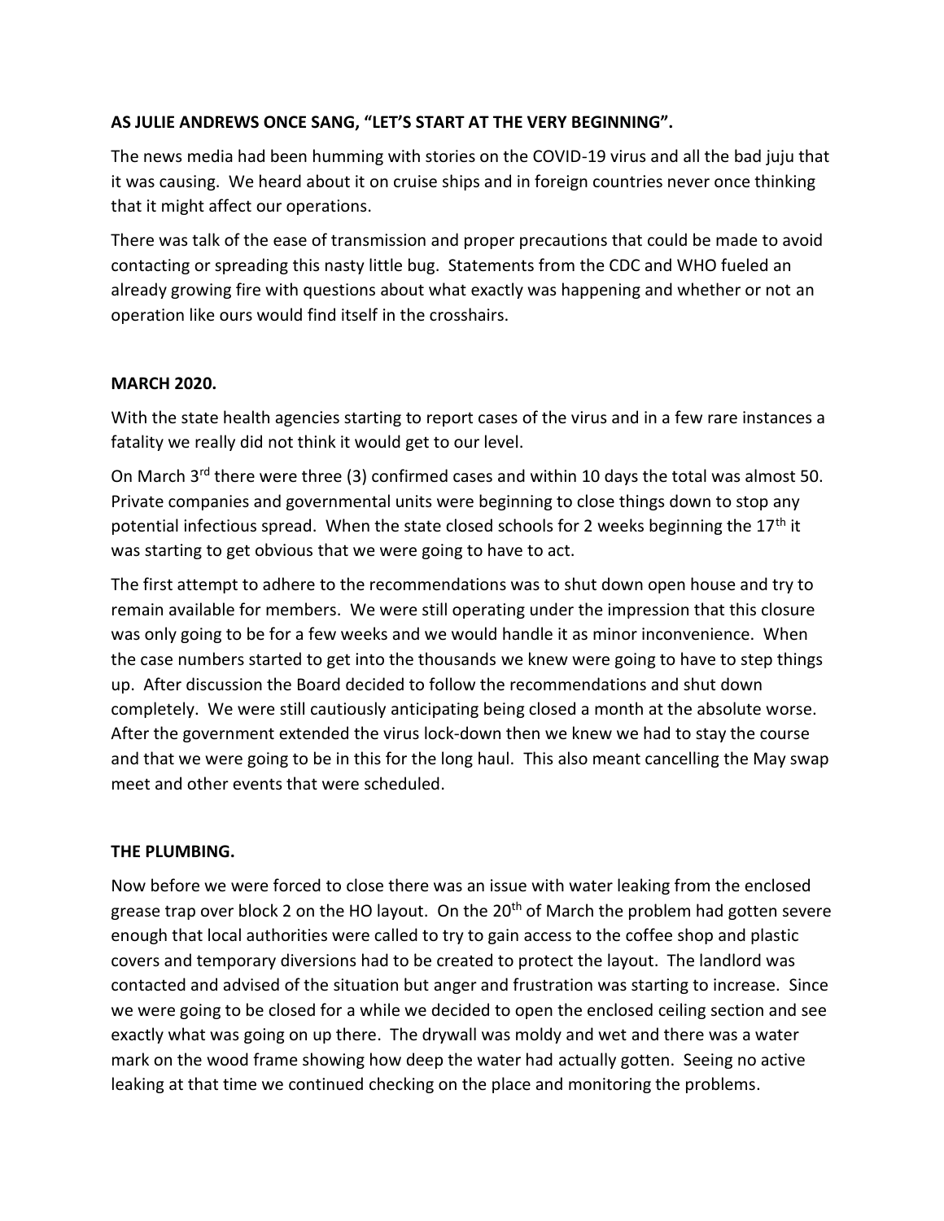**AS JULIE ANDREWS ONCE SANG, "LET'S START AT THE VERY BEGINNING".**

The news media had been humming with stories on the COVID-19 virus and all the bad juju that it was causing. We heard about it on cruise ships and in foreign countries never once thinking that it might affect our operations.

There was talk of the ease of transmission and proper precautions that could be made to avoid contacting or spreading this nasty little bug. Statements from the CDC and WHO fueled an already growing fire with questions about what exactly was happening and whether or not an operation like ours would find itself in the crosshairs.

**MARCH 2020.**

With the state health agencies starting to report cases of the virus and in a few rare instances a fatality we really did not think it would get to our level.

On March 3rd there were three (3) confirmed cases and within 10 days the total was almost 50. Private companies and governmental units were beginning to close things down to stop any potential infectious spread. When the state closed schools for 2 weeks beginning the 17th it was starting to get obvious that we were going to have to act.

The first attempt to adhere to the recommendations was to shut down open house and try to remain available for members. We were still operating under the impression that this closure was only going to be for a few weeks and we would handle it as minor inconvenience. When the case numbers started to get into the thousands we knew were going to have to step things up. After discussion the Board decided to follow the recommendations and shut down completely. We were still cautiously anticipating being closed a month at the absolute worse. After the government extended the virus lock-down then we knew we had to stay the course and that we were going to be in this for the long haul. This also meant cancelling the May swap meet and other events that were scheduled.

**THE PLUMBING.**

Now before we were forced to close there was an issue with water leaking from the enclosed grease trap over block 2 on the HO layout. On the 20th of March the problem had gotten severe enough that local authorities were called to try to gain access to the coffee shop and plastic covers and temporary diversions had to be created to protect the layout. The landlord was contacted and advised of the situation but anger and frustration was starting to increase. Since we were going to be closed for a while we decided to open the enclosed ceiling section and see exactly what was going on up there. The drywall was moldy and wet and there was a water mark on the wood frame showing how deep the water had actually gotten. Seeing no active leaking at that time we continued checking on the place and monitoring the problems.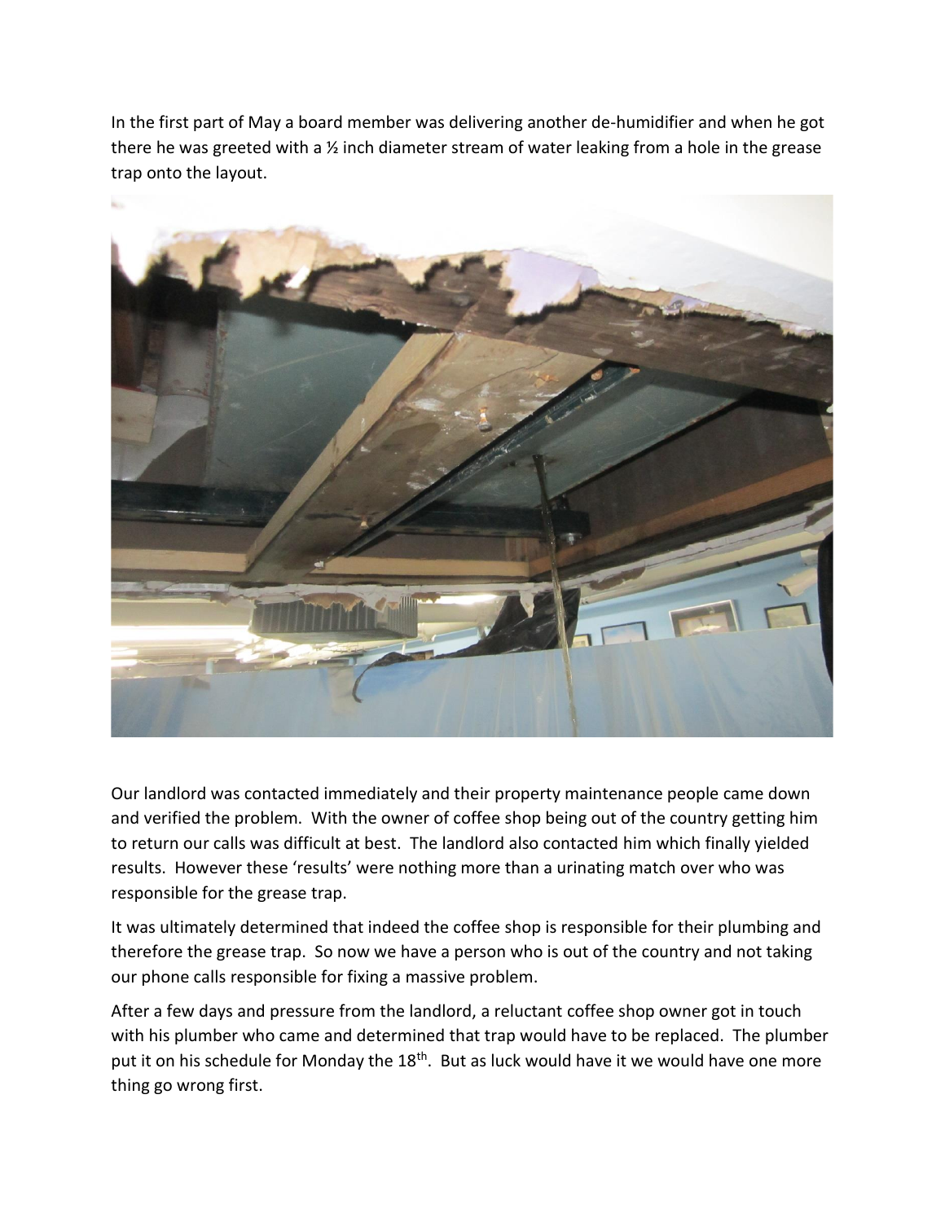In the first part of May a board member was delivering another de-humidifier and when he got there he was greeted with a ½ inch diameter stream of water leaking from a hole in the grease trap onto the layout.

Our landlord was contacted immediately and their property maintenance people came down and verified the problem. With the owner of coffee shop being out of the country getting him to return our calls was difficult at best. The landlord also contacted him which finally yielded results. However these 'results' were nothing more than a urinating match over who was responsible for the grease trap.

It was ultimately determined that indeed the coffee shop is responsible for their plumbing and therefore the grease trap. So now we have a person who is out of the country and not taking our phone calls responsible for fixing a massive problem.

After a few days and pressure from the landlord, a reluctant coffee shop owner got in touch with his plumber who came and determined that trap would have to be replaced. The plumber put it on his schedule for Monday the 18th. But as luck would have it we would have one more thing go wrong first.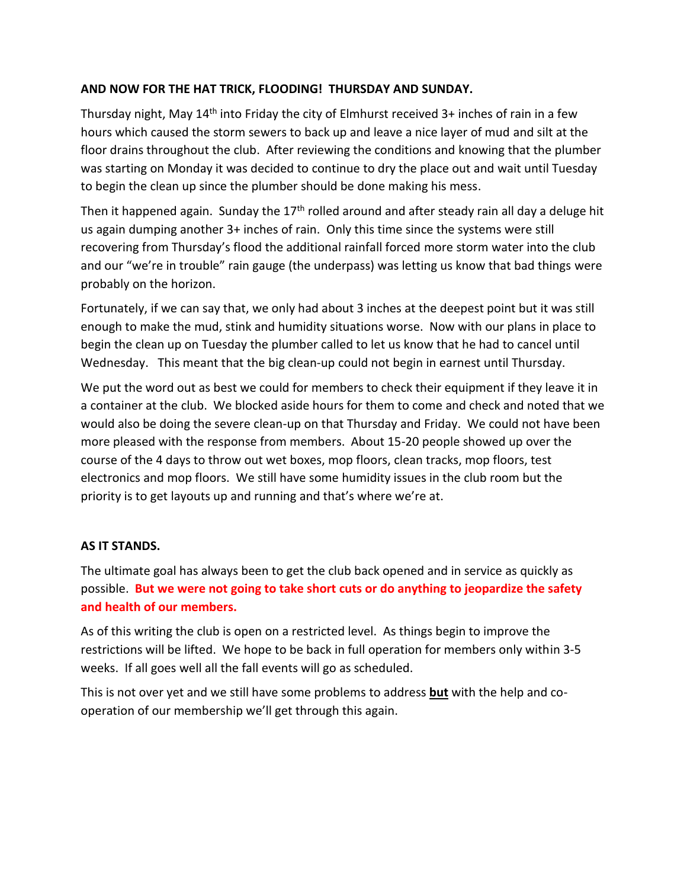**AND NOW FOR THE HAT TRICK, FLOODING! THURSDAY AND SUNDAY.**

Thursday night, May 14th into Friday the city of Elmhurst received 3+ inches of rain in a few hours which caused the storm sewers to back up and leave a nice layer of mud and silt at the floor drains throughout the club. After reviewing the conditions and knowing that the plumber was starting on Monday it was decided to continue to dry the place out and wait until Tuesday to begin the clean up since the plumber should be done making his mess.

Then it happened again. Sunday the 17th rolled around and after steady rain all day a deluge hit us again dumping another 3+ inches of rain. Only this time since the systems were still recovering from Thursday's flood the additional rainfall forced more storm water into the club and our "we're in trouble" rain gauge (the underpass) was letting us know that bad things were probably on the horizon.

Fortunately, if we can say that, we only had about 3 inches at the deepest point but it was still enough to make the mud, stink and humidity situations worse. Now with our plans in place to begin the clean up on Tuesday the plumber called to let us know that he had to cancel until Wednesday. This meant that the big clean-up could not begin in earnest until Thursday.

We put the word out as best we could for members to check their equipment if they leave it in a container at the club. We blocked aside hours for them to come and check and noted that we would also be doing the severe clean-up on that Thursday and Friday. We could not have been more pleased with the response from members. About 15-20 people showed up over the course of the 4 days to throw out wet boxes, mop floors, clean tracks, mop floors, test electronics and mop floors. We still have some humidity issues in the club room but the priority is to get layouts up and running and that's where we're at.

**AS IT STANDS.**

The ultimate goal has always been to get the club back opened and in service as quickly as possible. **But we were not going to take short cuts or do anything to jeopardize the safety and health of our members.**

As of this writing the club is open on a restricted level. As things begin to improve the restrictions will be lifted. We hope to be back in full operation for members only within 3-5 weeks. If all goes well all the fall events will go as scheduled.

This is not over yet and we still have some problems to address **but** with the help and co-operation of our membership we'll get through this again.